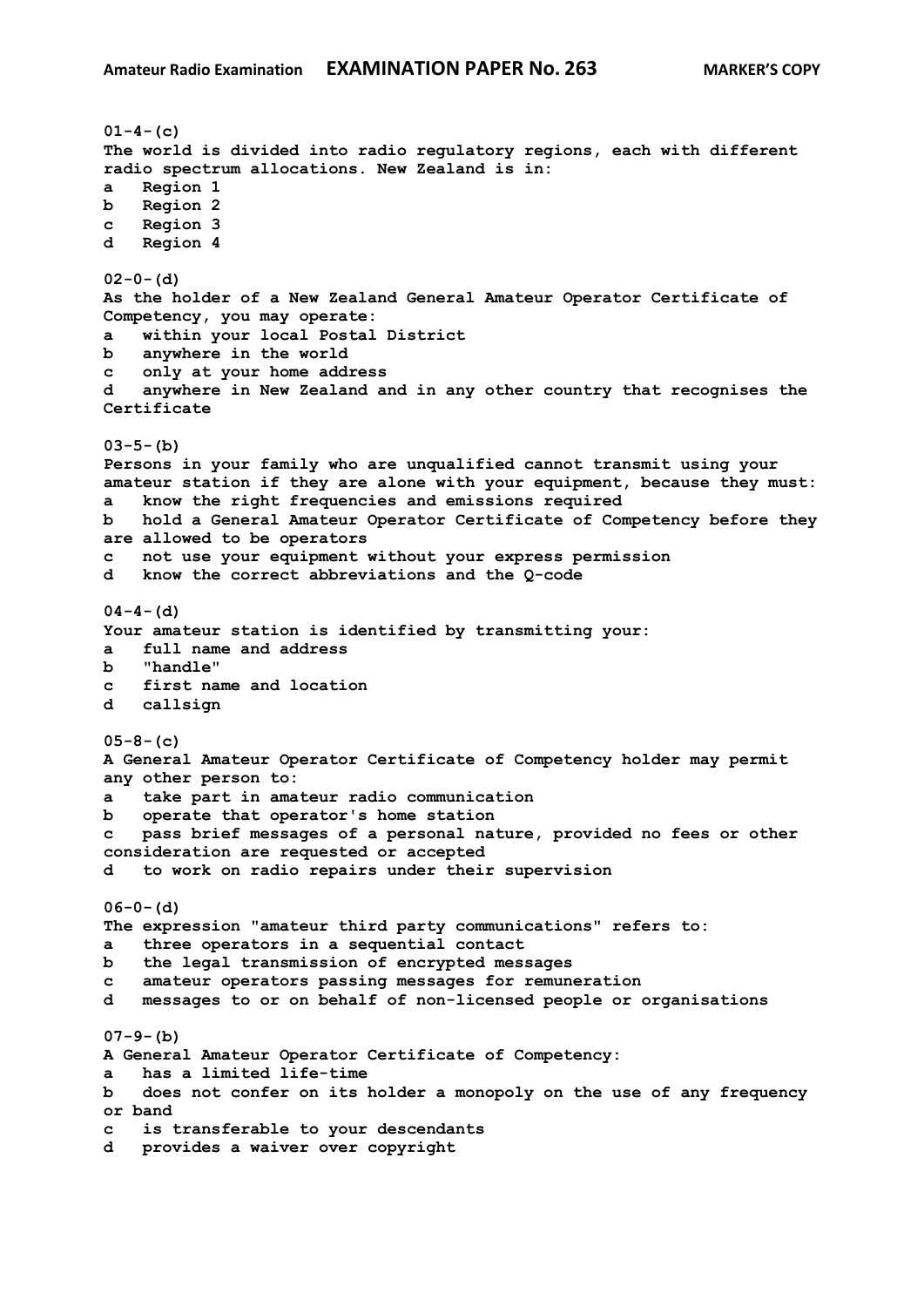# Amateur Radio Examination — EXAMINATION PAPER No. 263 — MARKER'S COPY

**01-4-(c)**
**The world is divided into radio regulatory regions, each with different radio spectrum allocations. New Zealand is in:**
a Region 1
b Region 2
c Region 3
d Region 4

**02-0-(d)**
**As the holder of a New Zealand General Amateur Operator Certificate of Competency, you may operate:**
a within your local Postal District
b anywhere in the world
c only at your home address
d anywhere in New Zealand and in any other country that recognises the Certificate

**03-5-(b)**
**Persons in your family who are unqualified cannot transmit using your amateur station if they are alone with your equipment, because they must:**
a know the right frequencies and emissions required
b hold a General Amateur Operator Certificate of Competency before they are allowed to be operators
c not use your equipment without your express permission
d know the correct abbreviations and the Q-code

**04-4-(d)**
**Your amateur station is identified by transmitting your:**
a full name and address
b "handle"
c first name and location
d callsign

**05-8-(c)**
**A General Amateur Operator Certificate of Competency holder may permit any other person to:**
a take part in amateur radio communication
b operate that operator's home station
c pass brief messages of a personal nature, provided no fees or other consideration are requested or accepted
d to work on radio repairs under their supervision

**06-0-(d)**
**The expression "amateur third party communications" refers to:**
a three operators in a sequential contact
b the legal transmission of encrypted messages
c amateur operators passing messages for remuneration
d messages to or on behalf of non-licensed people or organisations

**07-9-(b)**
**A General Amateur Operator Certificate of Competency:**
a has a limited life-time
b does not confer on its holder a monopoly on the use of any frequency or band
c is transferable to your descendants
d provides a waiver over copyright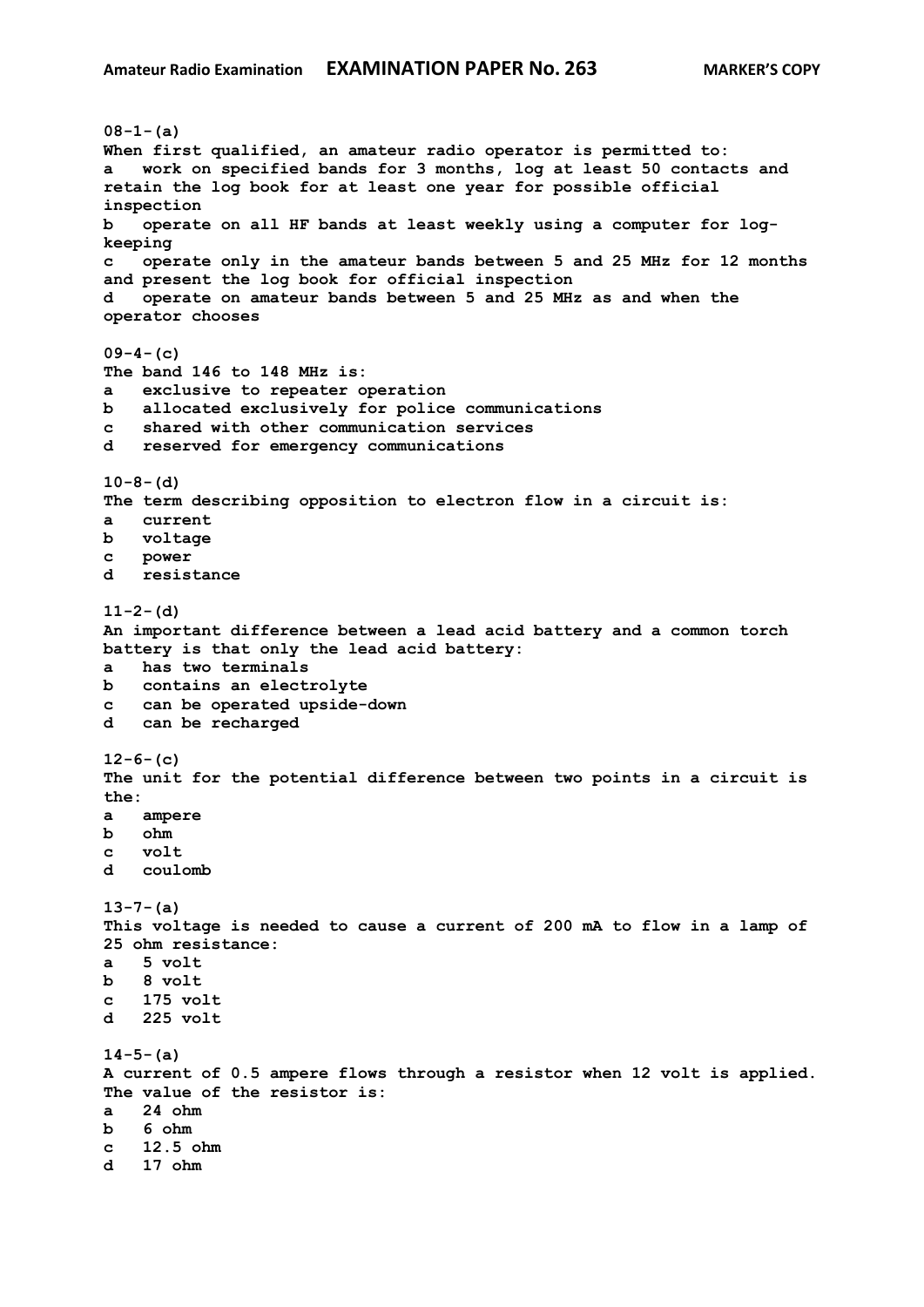**08-1-(a)**
**When first qualified, an amateur radio operator is permitted to:**
**a work on specified bands for 3 months, log at least 50 contacts and retain the log book for at least one year for possible official inspection**
**b operate on all HF bands at least weekly using a computer for log-keeping**
**c operate only in the amateur bands between 5 and 25 MHz for 12 months and present the log book for official inspection**
**d operate on amateur bands between 5 and 25 MHz as and when the operator chooses**

**09-4-(c)**
**The band 146 to 148 MHz is:**
**a exclusive to repeater operation**
**b allocated exclusively for police communications**
**c shared with other communication services**
**d reserved for emergency communications**

**10-8-(d)**
**The term describing opposition to electron flow in a circuit is:**
**a current**
**b voltage**
**c power**
**d resistance**

**11-2-(d)**
**An important difference between a lead acid battery and a common torch battery is that only the lead acid battery:**
**a has two terminals**
**b contains an electrolyte**
**c can be operated upside-down**
**d can be recharged**

**12-6-(c)**
**The unit for the potential difference between two points in a circuit is the:**
**a ampere**
**b ohm**
**c volt**
**d coulomb**

**13-7-(a)**
**This voltage is needed to cause a current of 200 mA to flow in a lamp of 25 ohm resistance:**
**a 5 volt**
**b 8 volt**
**c 175 volt**
**d 225 volt**

**14-5-(a)**
**A current of 0.5 ampere flows through a resistor when 12 volt is applied. The value of the resistor is:**
**a 24 ohm**
**b 6 ohm**
**c 12.5 ohm**
**d 17 ohm**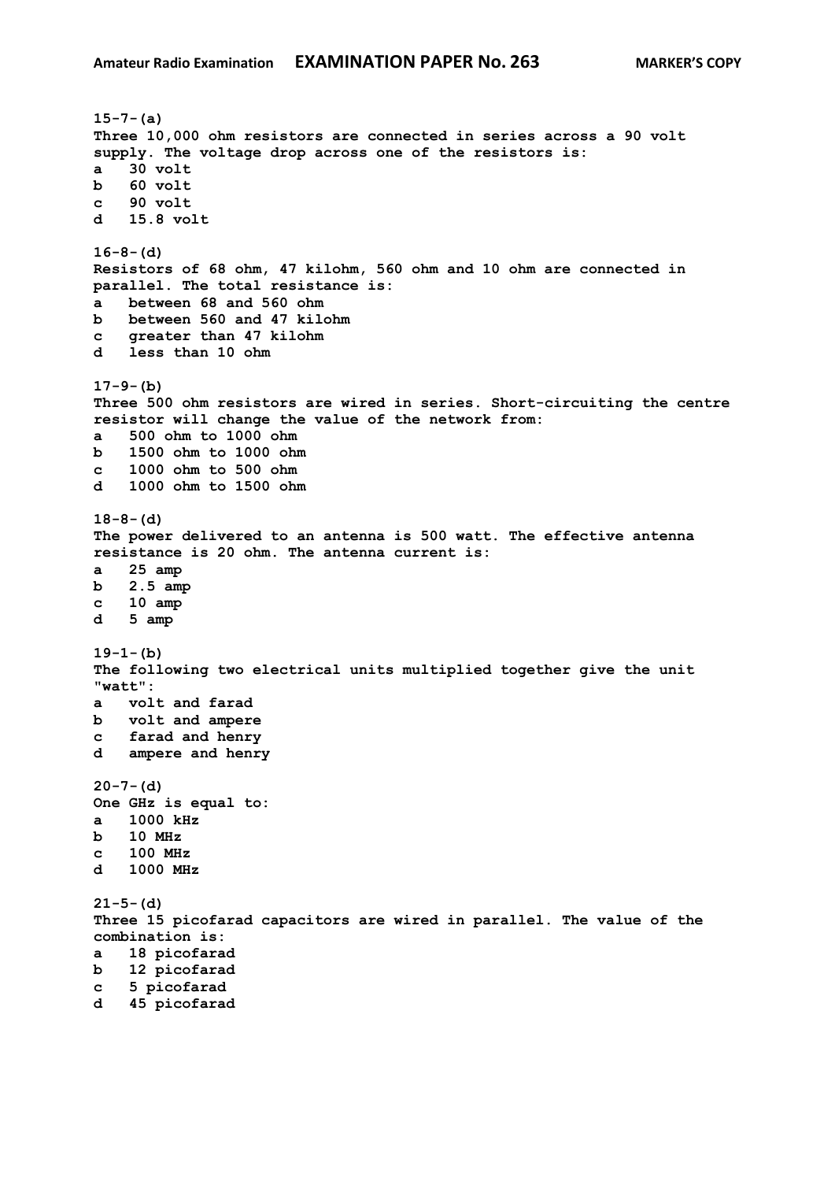**15-7-(a)**
**Three 10,000 ohm resistors are connected in series across a 90 volt supply. The voltage drop across one of the resistors is:**
**a 30 volt**
**b 60 volt**
**c 90 volt**
**d 15.8 volt**

**16-8-(d)**
**Resistors of 68 ohm, 47 kilohm, 560 ohm and 10 ohm are connected in parallel. The total resistance is:**
**a between 68 and 560 ohm**
**b between 560 and 47 kilohm**
**c greater than 47 kilohm**
**d less than 10 ohm**

**17-9-(b)**
**Three 500 ohm resistors are wired in series. Short-circuiting the centre resistor will change the value of the network from:**
**a 500 ohm to 1000 ohm**
**b 1500 ohm to 1000 ohm**
**c 1000 ohm to 500 ohm**
**d 1000 ohm to 1500 ohm**

**18-8-(d)**
**The power delivered to an antenna is 500 watt. The effective antenna resistance is 20 ohm. The antenna current is:**
**a 25 amp**
**b 2.5 amp**
**c 10 amp**
**d 5 amp**

**19-1-(b)**
**The following two electrical units multiplied together give the unit "watt":**
**a volt and farad**
**b volt and ampere**
**c farad and henry**
**d ampere and henry**

**20-7-(d)**
**One GHz is equal to:**
**a 1000 kHz**
**b 10 MHz**
**c 100 MHz**
**d 1000 MHz**

**21-5-(d)**
**Three 15 picofarad capacitors are wired in parallel. The value of the combination is:**
**a 18 picofarad**
**b 12 picofarad**
**c 5 picofarad**
**d 45 picofarad**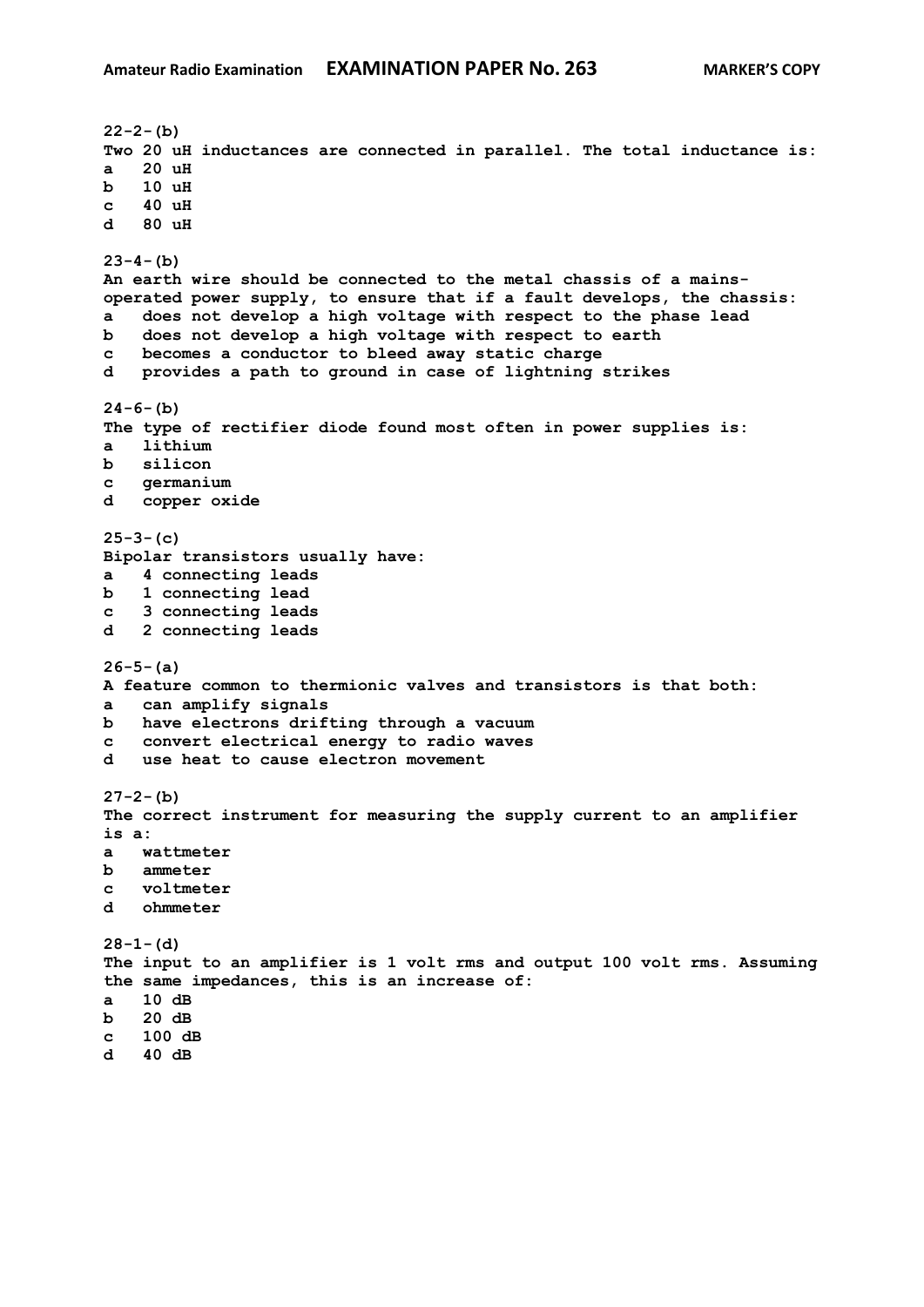**22-2-(b)**
**Two 20 uH inductances are connected in parallel. The total inductance is:**
**a 20 uH**
**b 10 uH**
**c 40 uH**
**d 80 uH**

**23-4-(b)**
**An earth wire should be connected to the metal chassis of a mains-operated power supply, to ensure that if a fault develops, the chassis:**
**a does not develop a high voltage with respect to the phase lead**
**b does not develop a high voltage with respect to earth**
**c becomes a conductor to bleed away static charge**
**d provides a path to ground in case of lightning strikes**

**24-6-(b)**
**The type of rectifier diode found most often in power supplies is:**
**a lithium**
**b silicon**
**c germanium**
**d copper oxide**

**25-3-(c)**
**Bipolar transistors usually have:**
**a 4 connecting leads**
**b 1 connecting lead**
**c 3 connecting leads**
**d 2 connecting leads**

**26-5-(a)**
**A feature common to thermionic valves and transistors is that both:**
**a can amplify signals**
**b have electrons drifting through a vacuum**
**c convert electrical energy to radio waves**
**d use heat to cause electron movement**

**27-2-(b)**
**The correct instrument for measuring the supply current to an amplifier is a:**
**a wattmeter**
**b ammeter**
**c voltmeter**
**d ohmmeter**

**28-1-(d)**
**The input to an amplifier is 1 volt rms and output 100 volt rms. Assuming the same impedances, this is an increase of:**
**a 10 dB**
**b 20 dB**
**c 100 dB**
**d 40 dB**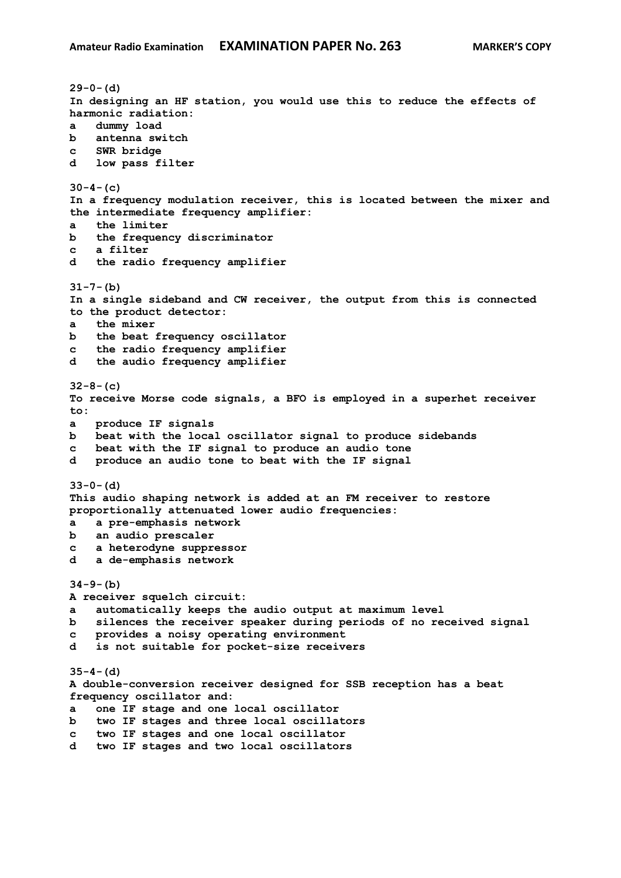**29-0-(d)**
**In designing an HF station, you would use this to reduce the effects of harmonic radiation:**
**a dummy load**
**b antenna switch**
**c SWR bridge**
**d low pass filter**

**30-4-(c)**
**In a frequency modulation receiver, this is located between the mixer and the intermediate frequency amplifier:**
**a the limiter**
**b the frequency discriminator**
**c a filter**
**d the radio frequency amplifier**

**31-7-(b)**
**In a single sideband and CW receiver, the output from this is connected to the product detector:**
**a the mixer**
**b the beat frequency oscillator**
**c the radio frequency amplifier**
**d the audio frequency amplifier**

**32-8-(c)**
**To receive Morse code signals, a BFO is employed in a superhet receiver to:**
**a produce IF signals**
**b beat with the local oscillator signal to produce sidebands**
**c beat with the IF signal to produce an audio tone**
**d produce an audio tone to beat with the IF signal**

**33-0-(d)**
**This audio shaping network is added at an FM receiver to restore proportionally attenuated lower audio frequencies:**
**a a pre-emphasis network**
**b an audio prescaler**
**c a heterodyne suppressor**
**d a de-emphasis network**

**34-9-(b)**
**A receiver squelch circuit:**
**a automatically keeps the audio output at maximum level**
**b silences the receiver speaker during periods of no received signal**
**c provides a noisy operating environment**
**d is not suitable for pocket-size receivers**

**35-4-(d)**
**A double-conversion receiver designed for SSB reception has a beat frequency oscillator and:**
**a one IF stage and one local oscillator**
**b two IF stages and three local oscillators**
**c two IF stages and one local oscillator**
**d two IF stages and two local oscillators**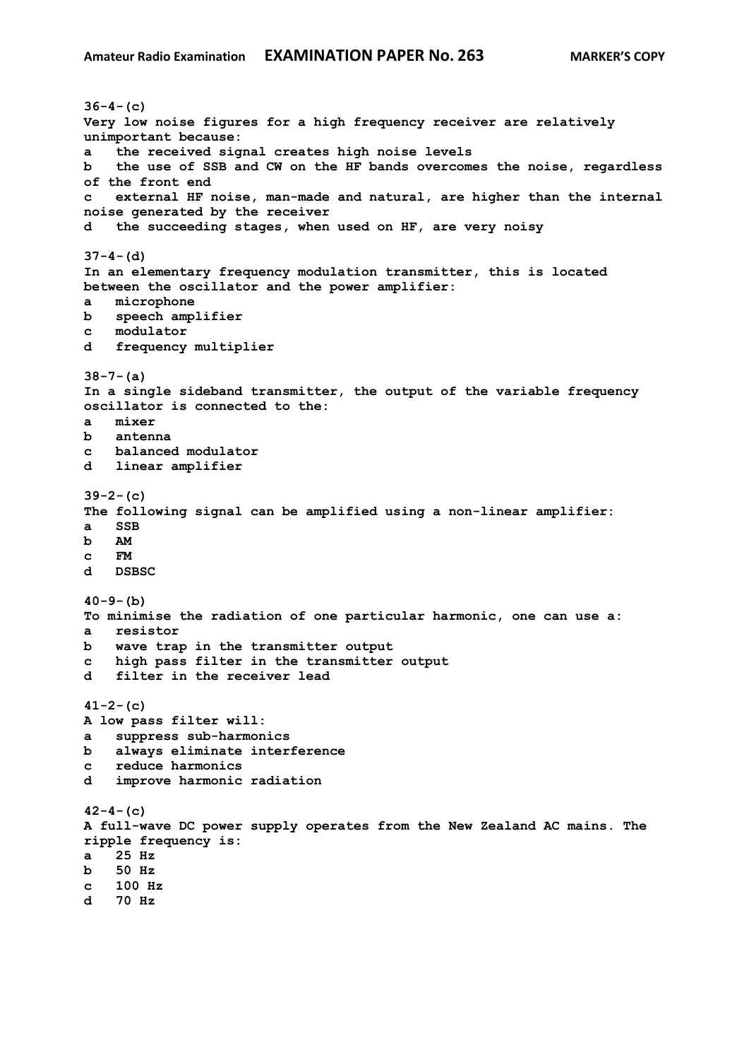**36-4-(c)**
**Very low noise figures for a high frequency receiver are relatively unimportant because:**
**a the received signal creates high noise levels**
**b the use of SSB and CW on the HF bands overcomes the noise, regardless of the front end**
**c external HF noise, man-made and natural, are higher than the internal noise generated by the receiver**
**d the succeeding stages, when used on HF, are very noisy**

**37-4-(d)**
**In an elementary frequency modulation transmitter, this is located between the oscillator and the power amplifier:**
**a microphone**
**b speech amplifier**
**c modulator**
**d frequency multiplier**

**38-7-(a)**
**In a single sideband transmitter, the output of the variable frequency oscillator is connected to the:**
**a mixer**
**b antenna**
**c balanced modulator**
**d linear amplifier**

**39-2-(c)**
**The following signal can be amplified using a non-linear amplifier:**
**a SSB**
**b AM**
**c FM**
**d DSBSC**

**40-9-(b)**
**To minimise the radiation of one particular harmonic, one can use a:**
**a resistor**
**b wave trap in the transmitter output**
**c high pass filter in the transmitter output**
**d filter in the receiver lead**

**41-2-(c)**
**A low pass filter will:**
**a suppress sub-harmonics**
**b always eliminate interference**
**c reduce harmonics**
**d improve harmonic radiation**

**42-4-(c)**
**A full-wave DC power supply operates from the New Zealand AC mains. The ripple frequency is:**
**a 25 Hz**
**b 50 Hz**
**c 100 Hz**
**d 70 Hz**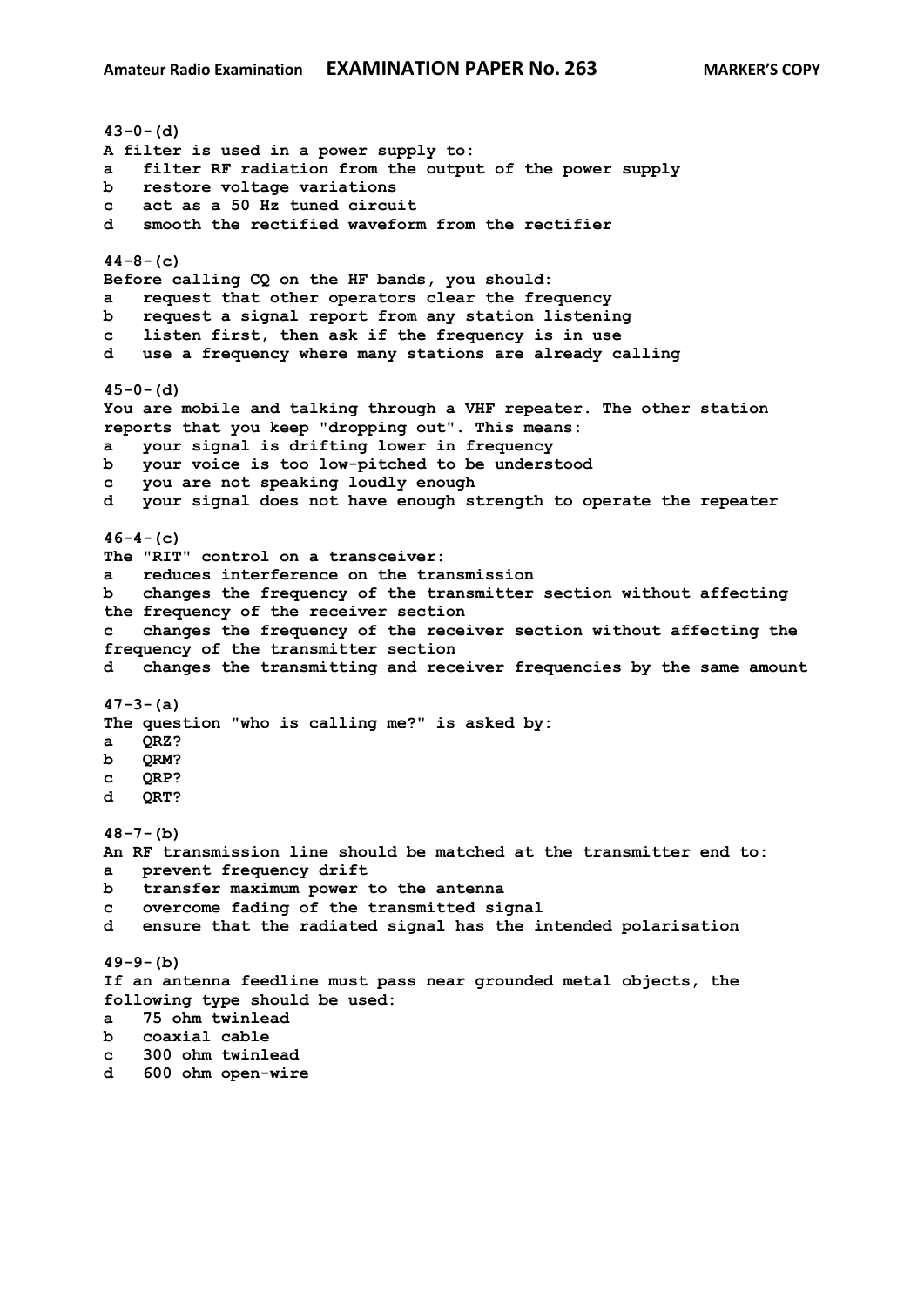**43-0-(d)**
**A filter is used in a power supply to:**
**a   filter RF radiation from the output of the power supply**
**b   restore voltage variations**
**c   act as a 50 Hz tuned circuit**
**d   smooth the rectified waveform from the rectifier**

**44-8-(c)**
**Before calling CQ on the HF bands, you should:**
**a   request that other operators clear the frequency**
**b   request a signal report from any station listening**
**c   listen first, then ask if the frequency is in use**
**d   use a frequency where many stations are already calling**

**45-0-(d)**
**You are mobile and talking through a VHF repeater. The other station reports that you keep "dropping out". This means:**
**a   your signal is drifting lower in frequency**
**b   your voice is too low-pitched to be understood**
**c   you are not speaking loudly enough**
**d   your signal does not have enough strength to operate the repeater**

**46-4-(c)**
**The "RIT" control on a transceiver:**
**a   reduces interference on the transmission**
**b   changes the frequency of the transmitter section without affecting the frequency of the receiver section**
**c   changes the frequency of the receiver section without affecting the frequency of the transmitter section**
**d   changes the transmitting and receiver frequencies by the same amount**

**47-3-(a)**
**The question "who is calling me?" is asked by:**
**a   QRZ?**
**b   QRM?**
**c   QRP?**
**d   QRT?**

**48-7-(b)**
**An RF transmission line should be matched at the transmitter end to:**
**a   prevent frequency drift**
**b   transfer maximum power to the antenna**
**c   overcome fading of the transmitted signal**
**d   ensure that the radiated signal has the intended polarisation**

**49-9-(b)**
**If an antenna feedline must pass near grounded metal objects, the following type should be used:**
**a   75 ohm twinlead**
**b   coaxial cable**
**c   300 ohm twinlead**
**d   600 ohm open-wire**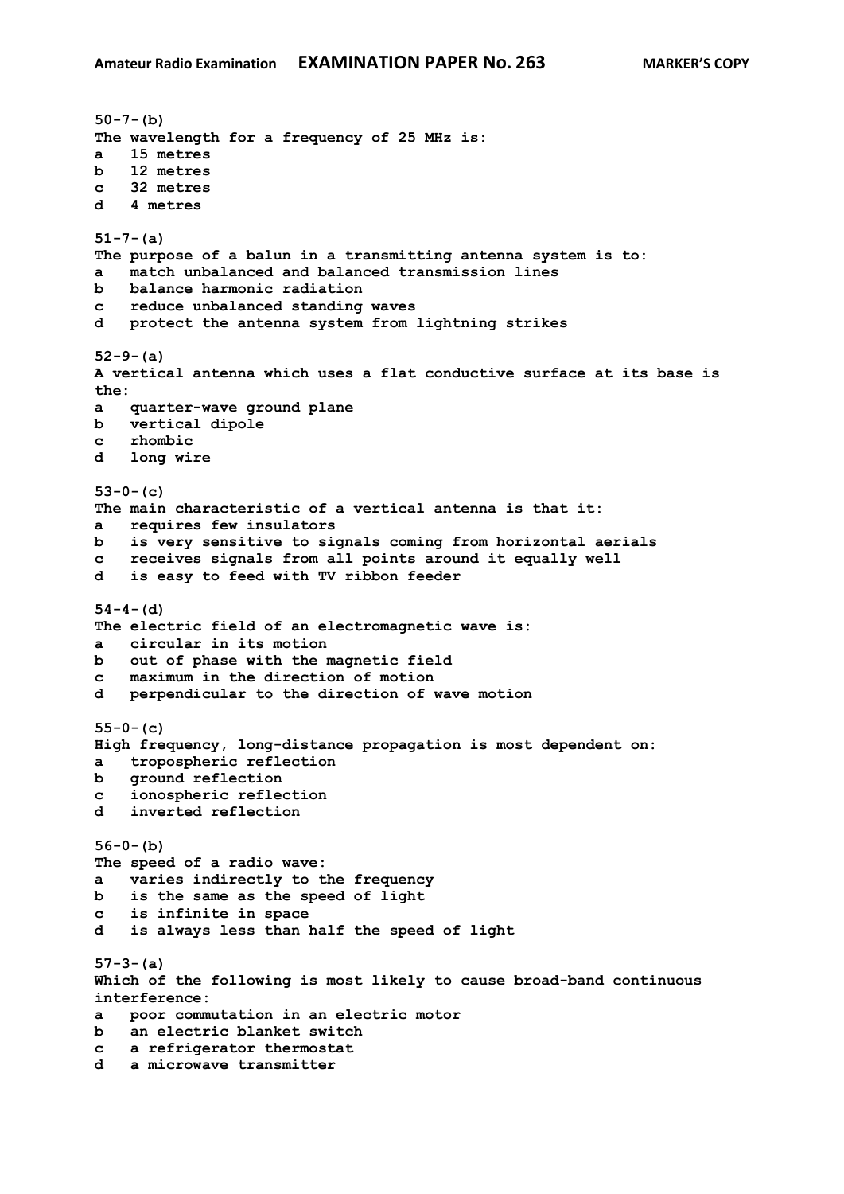50-7-(b)
The wavelength for a frequency of 25 MHz is:
a   15 metres
b   12 metres
c   32 metres
d   4 metres

51-7-(a)
The purpose of a balun in a transmitting antenna system is to:
a   match unbalanced and balanced transmission lines
b   balance harmonic radiation
c   reduce unbalanced standing waves
d   protect the antenna system from lightning strikes

52-9-(a)
A vertical antenna which uses a flat conductive surface at its base is the:
a   quarter-wave ground plane
b   vertical dipole
c   rhombic
d   long wire

53-0-(c)
The main characteristic of a vertical antenna is that it:
a   requires few insulators
b   is very sensitive to signals coming from horizontal aerials
c   receives signals from all points around it equally well
d   is easy to feed with TV ribbon feeder

54-4-(d)
The electric field of an electromagnetic wave is:
a   circular in its motion
b   out of phase with the magnetic field
c   maximum in the direction of motion
d   perpendicular to the direction of wave motion

55-0-(c)
High frequency, long-distance propagation is most dependent on:
a   tropospheric reflection
b   ground reflection
c   ionospheric reflection
d   inverted reflection

56-0-(b)
The speed of a radio wave:
a   varies indirectly to the frequency
b   is the same as the speed of light
c   is infinite in space
d   is always less than half the speed of light

57-3-(a)
Which of the following is most likely to cause broad-band continuous interference:
a   poor commutation in an electric motor
b   an electric blanket switch
c   a refrigerator thermostat
d   a microwave transmitter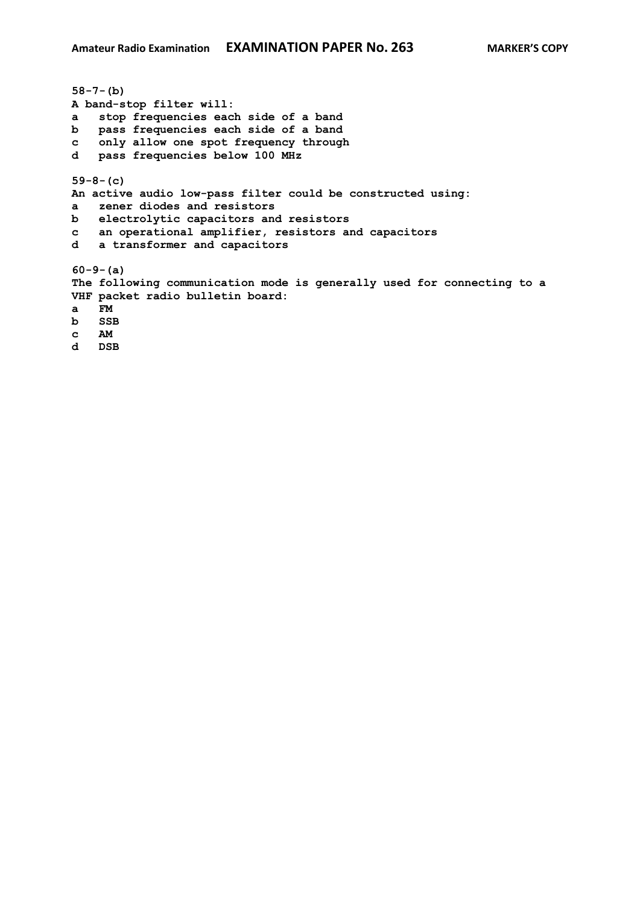**58-7-(b)**
**A band-stop filter will:**
**a   stop frequencies each side of a band**
**b   pass frequencies each side of a band**
**c   only allow one spot frequency through**
**d   pass frequencies below 100 MHz**

**59-8-(c)**
**An active audio low-pass filter could be constructed using:**
**a   zener diodes and resistors**
**b   electrolytic capacitors and resistors**
**c   an operational amplifier, resistors and capacitors**
**d   a transformer and capacitors**

**60-9-(a)**
**The following communication mode is generally used for connecting to a VHF packet radio bulletin board:**
**a   FM**
**b   SSB**
**c   AM**
**d   DSB**